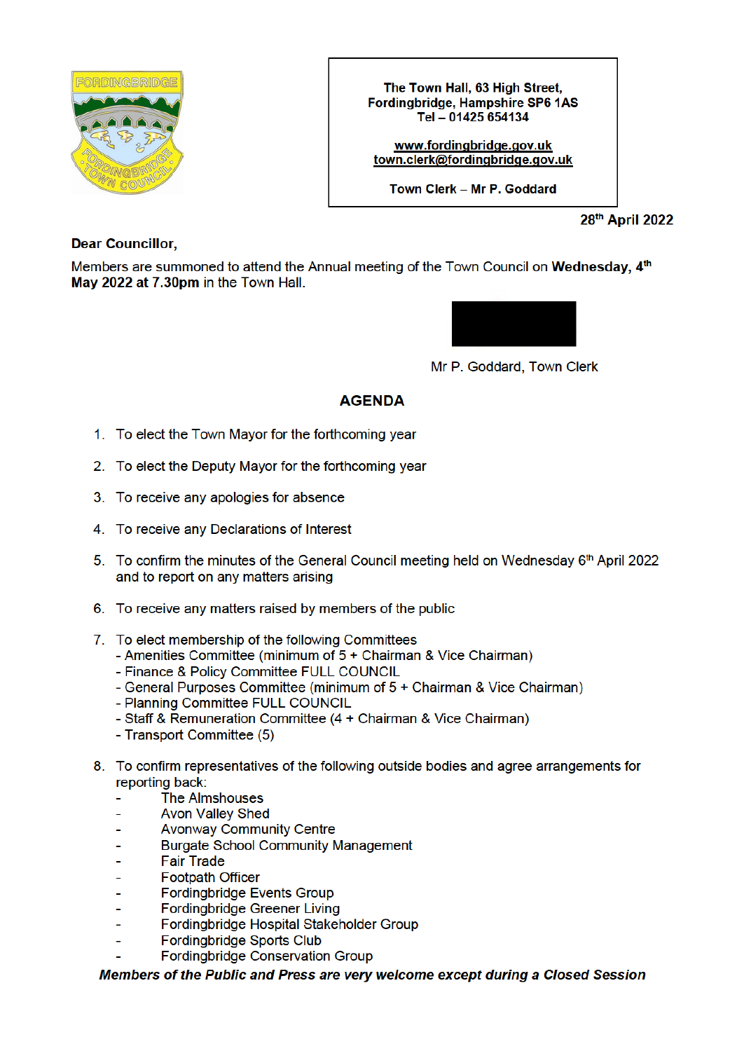The Town Hall, 63 High Street,
Fordingbridge, Hampshire SP6 1AS
Tel – 01425 654134

www.fordingbridge.gov.uk
town.clerk@fordingbridge.gov.uk

Town Clerk – Mr P. Goddard

28th April 2022

**Dear Councillor,**

Members are summoned to attend the Annual meeting of the Town Council on **Wednesday, 4th May 2022 at 7.30pm** in the Town Hall.

Mr P. Goddard, Town Clerk

## AGENDA

1. To elect the Town Mayor for the forthcoming year

2. To elect the Deputy Mayor for the forthcoming year

3. To receive any apologies for absence

4. To receive any Declarations of Interest

5. To confirm the minutes of the General Council meeting held on Wednesday 6th April 2022 and to report on any matters arising

6. To receive any matters raised by members of the public

7. To elect membership of the following Committees
   - Amenities Committee (minimum of 5 + Chairman & Vice Chairman)
   - Finance & Policy Committee FULL COUNCIL
   - General Purposes Committee (minimum of 5 + Chairman & Vice Chairman)
   - Planning Committee FULL COUNCIL
   - Staff & Remuneration Committee (4 + Chairman & Vice Chairman)
   - Transport Committee (5)

8. To confirm representatives of the following outside bodies and agree arrangements for reporting back:
   - The Almshouses
   - Avon Valley Shed
   - Avonway Community Centre
   - Burgate School Community Management
   - Fair Trade
   - Footpath Officer
   - Fordingbridge Events Group
   - Fordingbridge Greener Living
   - Fordingbridge Hospital Stakeholder Group
   - Fordingbridge Sports Club
   - Fordingbridge Conservation Group

***Members of the Public and Press are very welcome except during a Closed Session***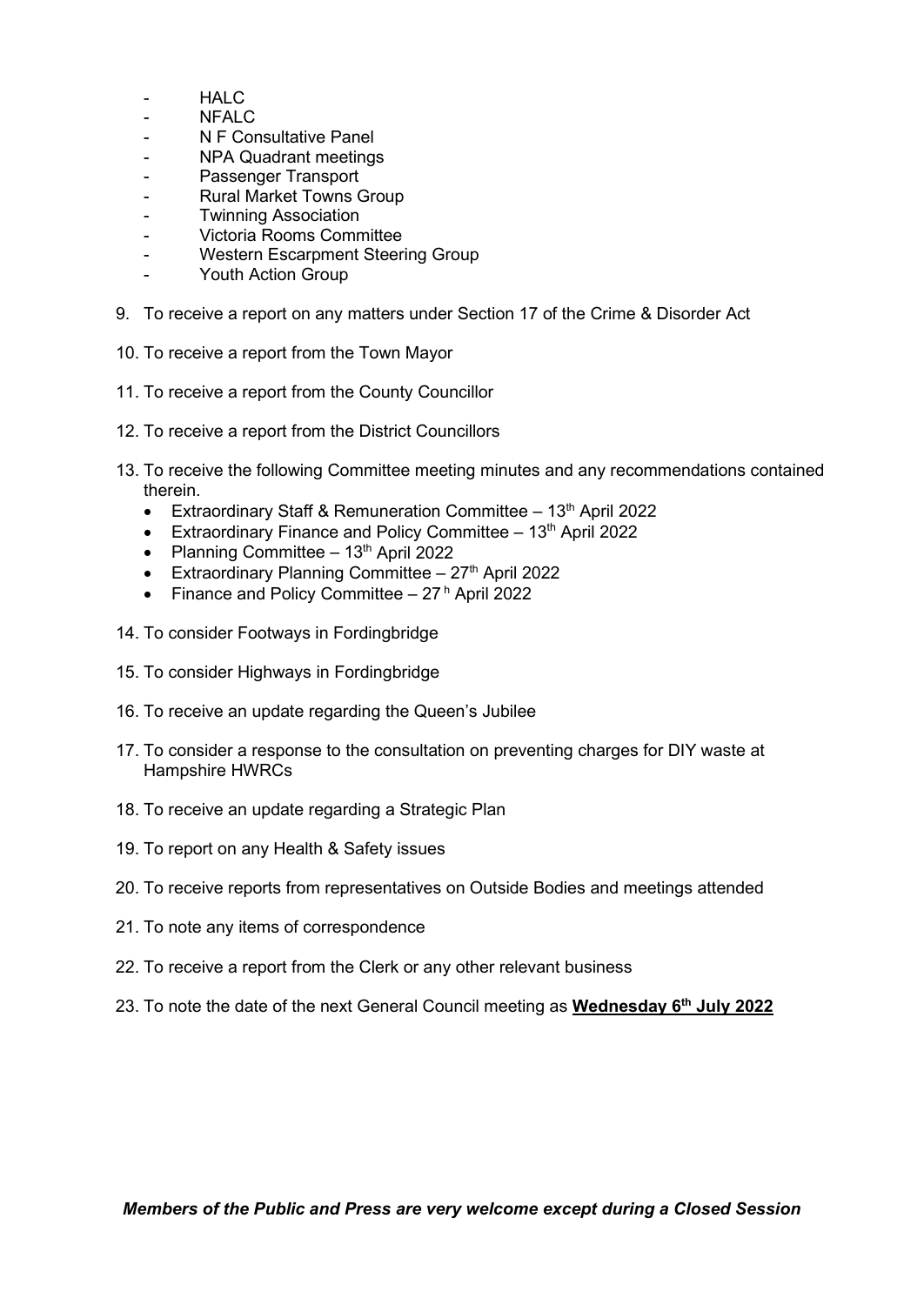- HALC
- NFALC
- N F Consultative Panel
- NPA Quadrant meetings
- Passenger Transport
- Rural Market Towns Group
- Twinning Association
- Victoria Rooms Committee
- Western Escarpment Steering Group
- Youth Action Group

9. To receive a report on any matters under Section 17 of the Crime & Disorder Act

10. To receive a report from the Town Mayor

11. To receive a report from the County Councillor

12. To receive a report from the District Councillors

13. To receive the following Committee meeting minutes and any recommendations contained therein.
    - Extraordinary Staff & Remuneration Committee – 13th April 2022
    - Extraordinary Finance and Policy Committee – 13th April 2022
    - Planning Committee – 13th April 2022
    - Extraordinary Planning Committee – 27th April 2022
    - Finance and Policy Committee – 27 h April 2022

14. To consider Footways in Fordingbridge

15. To consider Highways in Fordingbridge

16. To receive an update regarding the Queen's Jubilee

17. To consider a response to the consultation on preventing charges for DIY waste at Hampshire HWRCs

18. To receive an update regarding a Strategic Plan

19. To report on any Health & Safety issues

20. To receive reports from representatives on Outside Bodies and meetings attended

21. To note any items of correspondence

22. To receive a report from the Clerk or any other relevant business

23. To note the date of the next General Council meeting as **Wednesday 6th July 2022**

***Members of the Public and Press are very welcome except during a Closed Session***